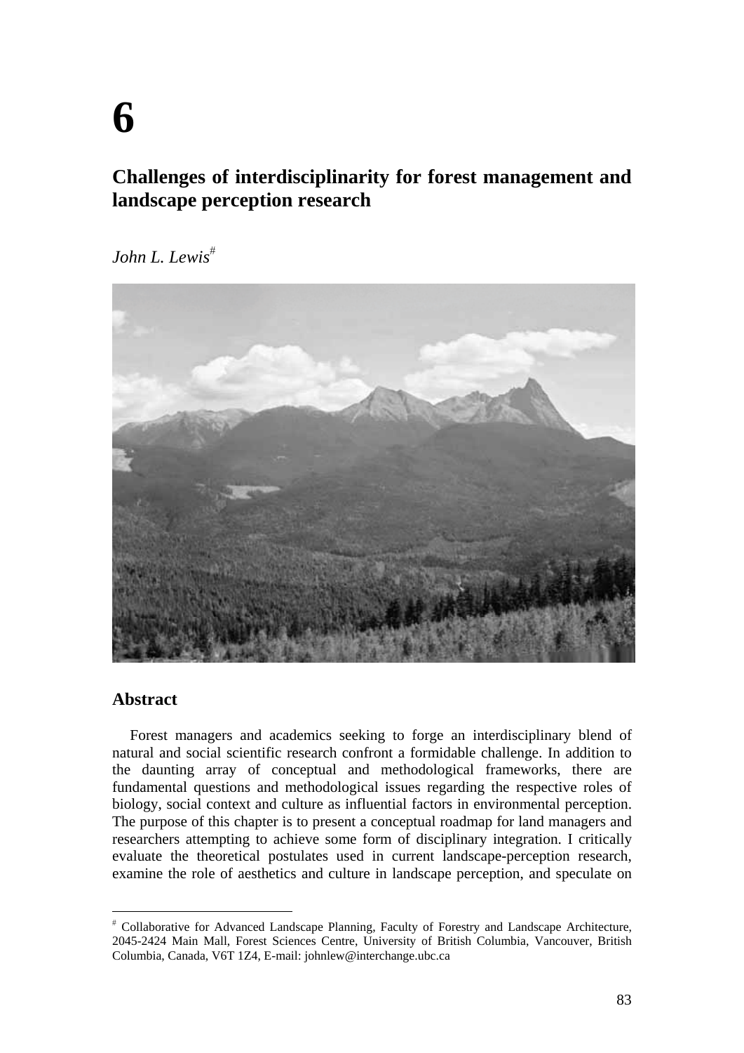# 6

## Challenges of interdisciplinarity for forest management and landscape perception research

*John L. Lewis*[#]

### Abstract

Forest managers and academics seeking to forge an interdisciplinary blend of natural and social scientific research confront a formidable challenge. In addition to the daunting array of conceptual and methodological frameworks, there are fundamental questions and methodological issues regarding the respective roles of biology, social context and culture as influential factors in environmental perception. The purpose of this chapter is to present a conceptual roadmap for land managers and researchers attempting to achieve some form of disciplinary integration. I critically evaluate the theoretical postulates used in current landscape-perception research, examine the role of aesthetics and culture in landscape perception, and speculate on

---

[#] Collaborative for Advanced Landscape Planning, Faculty of Forestry and Landscape Architecture, 2045-2424 Main Mall, Forest Sciences Centre, University of British Columbia, Vancouver, British Columbia, Canada, V6T 1Z4, E-mail: johnlew@interchange.ubc.ca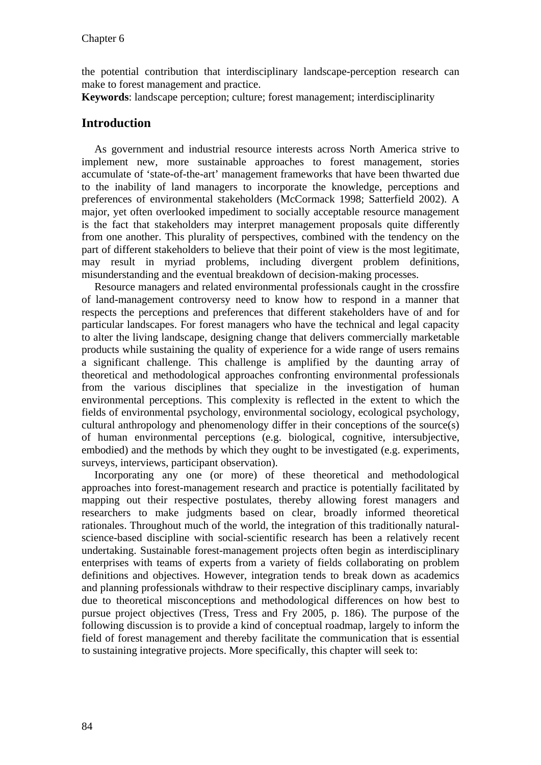the potential contribution that interdisciplinary landscape-perception research can make to forest management and practice.

**Keywords**: landscape perception; culture; forest management; interdisciplinarity

## Introduction

As government and industrial resource interests across North America strive to implement new, more sustainable approaches to forest management, stories accumulate of 'state-of-the-art' management frameworks that have been thwarted due to the inability of land managers to incorporate the knowledge, perceptions and preferences of environmental stakeholders (McCormack 1998; Satterfield 2002). A major, yet often overlooked impediment to socially acceptable resource management is the fact that stakeholders may interpret management proposals quite differently from one another. This plurality of perspectives, combined with the tendency on the part of different stakeholders to believe that their point of view is the most legitimate, may result in myriad problems, including divergent problem definitions, misunderstanding and the eventual breakdown of decision-making processes.

Resource managers and related environmental professionals caught in the crossfire of land-management controversy need to know how to respond in a manner that respects the perceptions and preferences that different stakeholders have of and for particular landscapes. For forest managers who have the technical and legal capacity to alter the living landscape, designing change that delivers commercially marketable products while sustaining the quality of experience for a wide range of users remains a significant challenge. This challenge is amplified by the daunting array of theoretical and methodological approaches confronting environmental professionals from the various disciplines that specialize in the investigation of human environmental perceptions. This complexity is reflected in the extent to which the fields of environmental psychology, environmental sociology, ecological psychology, cultural anthropology and phenomenology differ in their conceptions of the source(s) of human environmental perceptions (e.g. biological, cognitive, intersubjective, embodied) and the methods by which they ought to be investigated (e.g. experiments, surveys, interviews, participant observation).

Incorporating any one (or more) of these theoretical and methodological approaches into forest-management research and practice is potentially facilitated by mapping out their respective postulates, thereby allowing forest managers and researchers to make judgments based on clear, broadly informed theoretical rationales. Throughout much of the world, the integration of this traditionally natural-science-based discipline with social-scientific research has been a relatively recent undertaking. Sustainable forest-management projects often begin as interdisciplinary enterprises with teams of experts from a variety of fields collaborating on problem definitions and objectives. However, integration tends to break down as academics and planning professionals withdraw to their respective disciplinary camps, invariably due to theoretical misconceptions and methodological differences on how best to pursue project objectives (Tress, Tress and Fry 2005, p. 186). The purpose of the following discussion is to provide a kind of conceptual roadmap, largely to inform the field of forest management and thereby facilitate the communication that is essential to sustaining integrative projects. More specifically, this chapter will seek to: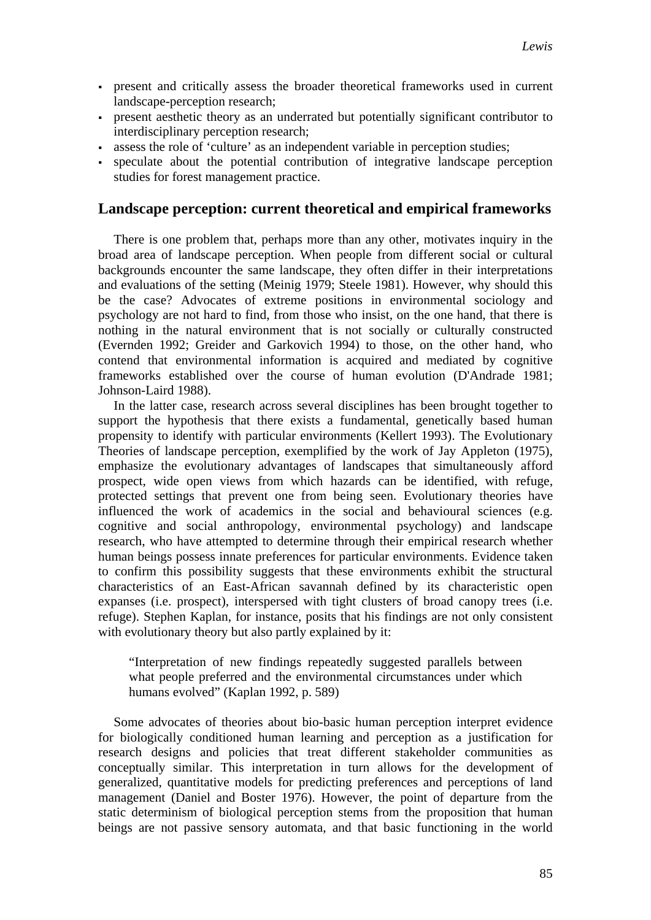- present and critically assess the broader theoretical frameworks used in current landscape-perception research;
- present aesthetic theory as an underrated but potentially significant contributor to interdisciplinary perception research;
- assess the role of 'culture' as an independent variable in perception studies;
- speculate about the potential contribution of integrative landscape perception studies for forest management practice.

## Landscape perception: current theoretical and empirical frameworks

There is one problem that, perhaps more than any other, motivates inquiry in the broad area of landscape perception. When people from different social or cultural backgrounds encounter the same landscape, they often differ in their interpretations and evaluations of the setting (Meinig 1979; Steele 1981). However, why should this be the case? Advocates of extreme positions in environmental sociology and psychology are not hard to find, from those who insist, on the one hand, that there is nothing in the natural environment that is not socially or culturally constructed (Evernden 1992; Greider and Garkovich 1994) to those, on the other hand, who contend that environmental information is acquired and mediated by cognitive frameworks established over the course of human evolution (D'Andrade 1981; Johnson-Laird 1988).

In the latter case, research across several disciplines has been brought together to support the hypothesis that there exists a fundamental, genetically based human propensity to identify with particular environments (Kellert 1993). The Evolutionary Theories of landscape perception, exemplified by the work of Jay Appleton (1975), emphasize the evolutionary advantages of landscapes that simultaneously afford prospect, wide open views from which hazards can be identified, with refuge, protected settings that prevent one from being seen. Evolutionary theories have influenced the work of academics in the social and behavioural sciences (e.g. cognitive and social anthropology, environmental psychology) and landscape research, who have attempted to determine through their empirical research whether human beings possess innate preferences for particular environments. Evidence taken to confirm this possibility suggests that these environments exhibit the structural characteristics of an East-African savannah defined by its characteristic open expanses (i.e. prospect), interspersed with tight clusters of broad canopy trees (i.e. refuge). Stephen Kaplan, for instance, posits that his findings are not only consistent with evolutionary theory but also partly explained by it:

> "Interpretation of new findings repeatedly suggested parallels between what people preferred and the environmental circumstances under which humans evolved" (Kaplan 1992, p. 589)

Some advocates of theories about bio-basic human perception interpret evidence for biologically conditioned human learning and perception as a justification for research designs and policies that treat different stakeholder communities as conceptually similar. This interpretation in turn allows for the development of generalized, quantitative models for predicting preferences and perceptions of land management (Daniel and Boster 1976). However, the point of departure from the static determinism of biological perception stems from the proposition that human beings are not passive sensory automata, and that basic functioning in the world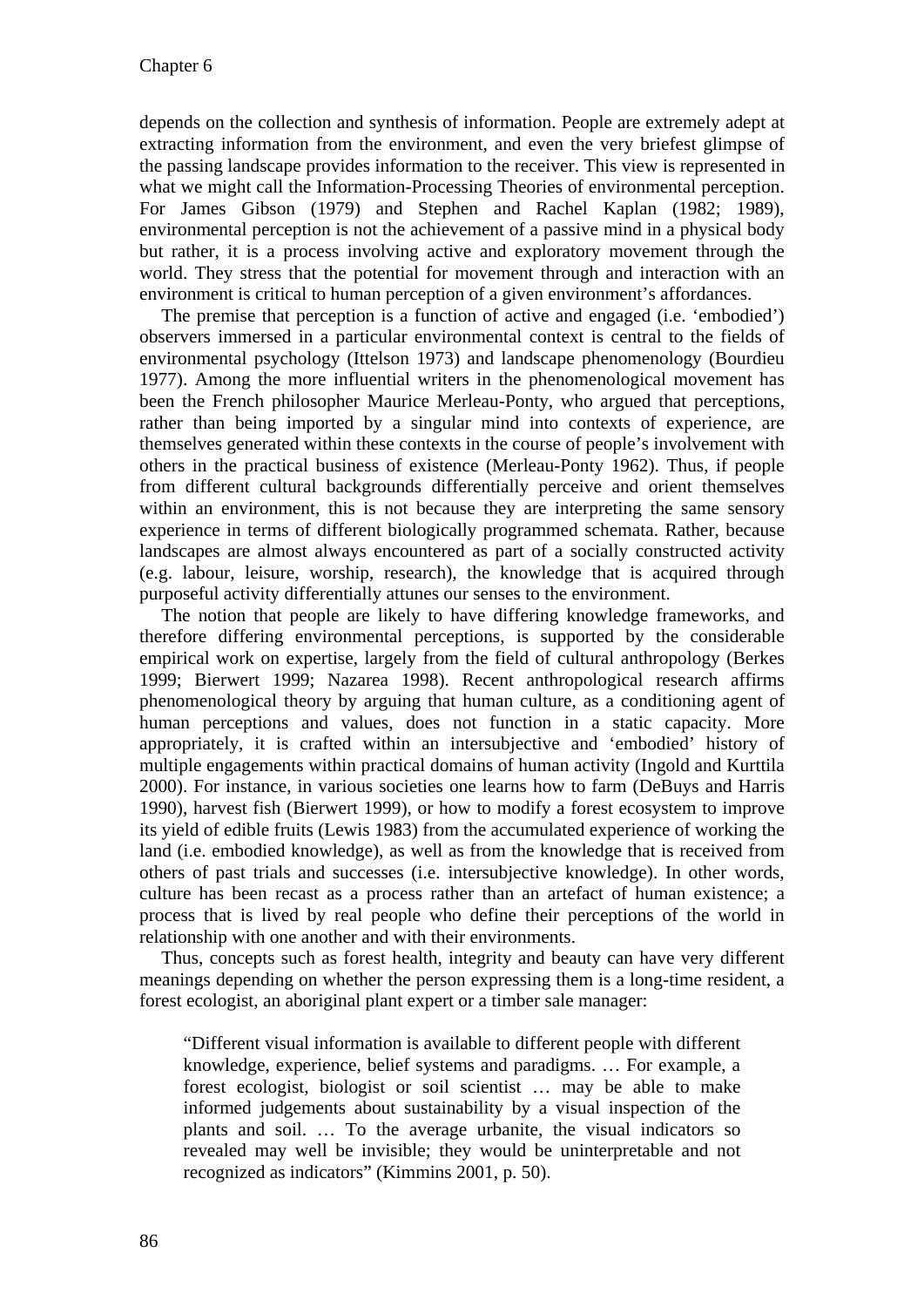depends on the collection and synthesis of information. People are extremely adept at extracting information from the environment, and even the very briefest glimpse of the passing landscape provides information to the receiver. This view is represented in what we might call the Information-Processing Theories of environmental perception. For James Gibson (1979) and Stephen and Rachel Kaplan (1982; 1989), environmental perception is not the achievement of a passive mind in a physical body but rather, it is a process involving active and exploratory movement through the world. They stress that the potential for movement through and interaction with an environment is critical to human perception of a given environment's affordances.

The premise that perception is a function of active and engaged (i.e. 'embodied') observers immersed in a particular environmental context is central to the fields of environmental psychology (Ittelson 1973) and landscape phenomenology (Bourdieu 1977). Among the more influential writers in the phenomenological movement has been the French philosopher Maurice Merleau-Ponty, who argued that perceptions, rather than being imported by a singular mind into contexts of experience, are themselves generated within these contexts in the course of people's involvement with others in the practical business of existence (Merleau-Ponty 1962). Thus, if people from different cultural backgrounds differentially perceive and orient themselves within an environment, this is not because they are interpreting the same sensory experience in terms of different biologically programmed schemata. Rather, because landscapes are almost always encountered as part of a socially constructed activity (e.g. labour, leisure, worship, research), the knowledge that is acquired through purposeful activity differentially attunes our senses to the environment.

The notion that people are likely to have differing knowledge frameworks, and therefore differing environmental perceptions, is supported by the considerable empirical work on expertise, largely from the field of cultural anthropology (Berkes 1999; Bierwert 1999; Nazarea 1998). Recent anthropological research affirms phenomenological theory by arguing that human culture, as a conditioning agent of human perceptions and values, does not function in a static capacity. More appropriately, it is crafted within an intersubjective and 'embodied' history of multiple engagements within practical domains of human activity (Ingold and Kurttila 2000). For instance, in various societies one learns how to farm (DeBuys and Harris 1990), harvest fish (Bierwert 1999), or how to modify a forest ecosystem to improve its yield of edible fruits (Lewis 1983) from the accumulated experience of working the land (i.e. embodied knowledge), as well as from the knowledge that is received from others of past trials and successes (i.e. intersubjective knowledge). In other words, culture has been recast as a process rather than an artefact of human existence; a process that is lived by real people who define their perceptions of the world in relationship with one another and with their environments.

Thus, concepts such as forest health, integrity and beauty can have very different meanings depending on whether the person expressing them is a long-time resident, a forest ecologist, an aboriginal plant expert or a timber sale manager:

> "Different visual information is available to different people with different knowledge, experience, belief systems and paradigms. … For example, a forest ecologist, biologist or soil scientist … may be able to make informed judgements about sustainability by a visual inspection of the plants and soil. … To the average urbanite, the visual indicators so revealed may well be invisible; they would be uninterpretable and not recognized as indicators" (Kimmins 2001, p. 50).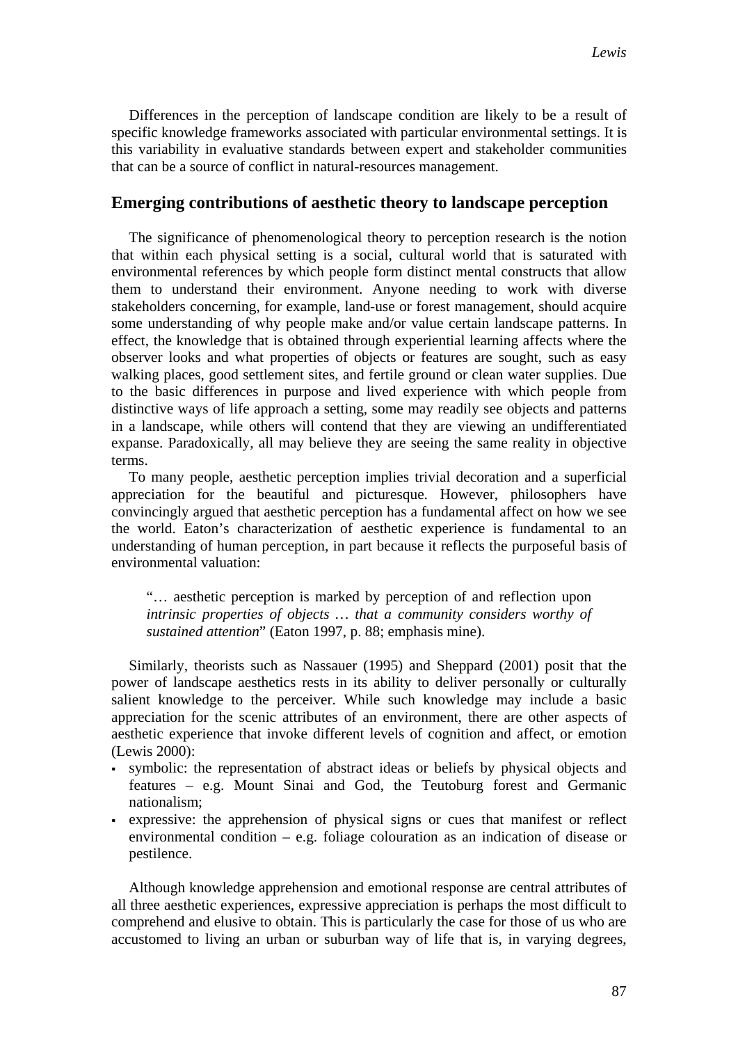Differences in the perception of landscape condition are likely to be a result of specific knowledge frameworks associated with particular environmental settings. It is this variability in evaluative standards between expert and stakeholder communities that can be a source of conflict in natural-resources management.

## Emerging contributions of aesthetic theory to landscape perception

The significance of phenomenological theory to perception research is the notion that within each physical setting is a social, cultural world that is saturated with environmental references by which people form distinct mental constructs that allow them to understand their environment. Anyone needing to work with diverse stakeholders concerning, for example, land-use or forest management, should acquire some understanding of why people make and/or value certain landscape patterns. In effect, the knowledge that is obtained through experiential learning affects where the observer looks and what properties of objects or features are sought, such as easy walking places, good settlement sites, and fertile ground or clean water supplies. Due to the basic differences in purpose and lived experience with which people from distinctive ways of life approach a setting, some may readily see objects and patterns in a landscape, while others will contend that they are viewing an undifferentiated expanse. Paradoxically, all may believe they are seeing the same reality in objective terms.

To many people, aesthetic perception implies trivial decoration and a superficial appreciation for the beautiful and picturesque. However, philosophers have convincingly argued that aesthetic perception has a fundamental affect on how we see the world. Eaton's characterization of aesthetic experience is fundamental to an understanding of human perception, in part because it reflects the purposeful basis of environmental valuation:

> "… aesthetic perception is marked by perception of and reflection upon *intrinsic properties of objects … that a community considers worthy of sustained attention*" (Eaton 1997, p. 88; emphasis mine).

Similarly, theorists such as Nassauer (1995) and Sheppard (2001) posit that the power of landscape aesthetics rests in its ability to deliver personally or culturally salient knowledge to the perceiver. While such knowledge may include a basic appreciation for the scenic attributes of an environment, there are other aspects of aesthetic experience that invoke different levels of cognition and affect, or emotion (Lewis 2000):

- symbolic: the representation of abstract ideas or beliefs by physical objects and features – e.g. Mount Sinai and God, the Teutoburg forest and Germanic nationalism;
- expressive: the apprehension of physical signs or cues that manifest or reflect environmental condition – e.g. foliage colouration as an indication of disease or pestilence.

Although knowledge apprehension and emotional response are central attributes of all three aesthetic experiences, expressive appreciation is perhaps the most difficult to comprehend and elusive to obtain. This is particularly the case for those of us who are accustomed to living an urban or suburban way of life that is, in varying degrees,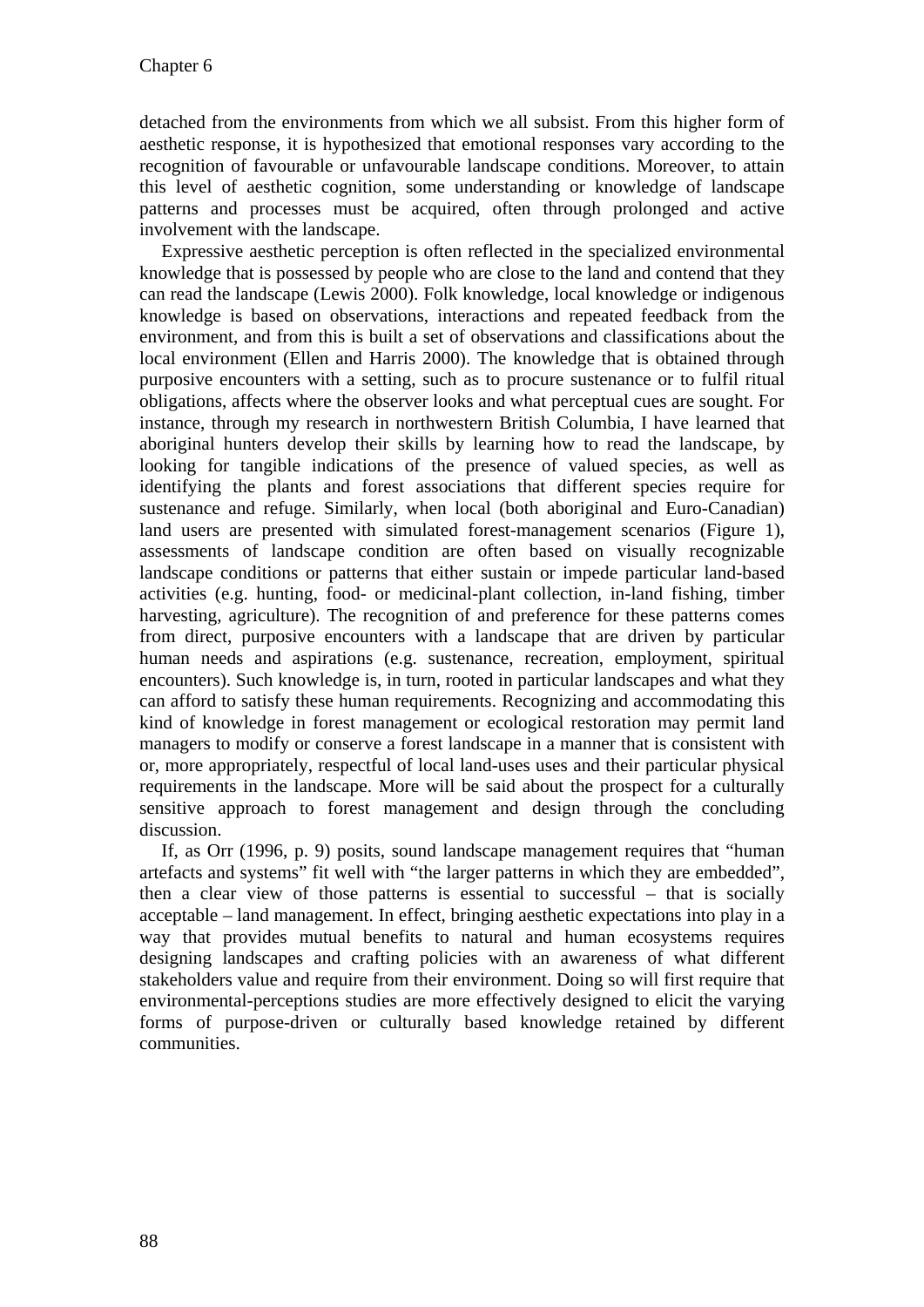detached from the environments from which we all subsist. From this higher form of aesthetic response, it is hypothesized that emotional responses vary according to the recognition of favourable or unfavourable landscape conditions. Moreover, to attain this level of aesthetic cognition, some understanding or knowledge of landscape patterns and processes must be acquired, often through prolonged and active involvement with the landscape.

Expressive aesthetic perception is often reflected in the specialized environmental knowledge that is possessed by people who are close to the land and contend that they can read the landscape (Lewis 2000). Folk knowledge, local knowledge or indigenous knowledge is based on observations, interactions and repeated feedback from the environment, and from this is built a set of observations and classifications about the local environment (Ellen and Harris 2000). The knowledge that is obtained through purposive encounters with a setting, such as to procure sustenance or to fulfil ritual obligations, affects where the observer looks and what perceptual cues are sought. For instance, through my research in northwestern British Columbia, I have learned that aboriginal hunters develop their skills by learning how to read the landscape, by looking for tangible indications of the presence of valued species, as well as identifying the plants and forest associations that different species require for sustenance and refuge. Similarly, when local (both aboriginal and Euro-Canadian) land users are presented with simulated forest-management scenarios (Figure 1), assessments of landscape condition are often based on visually recognizable landscape conditions or patterns that either sustain or impede particular land-based activities (e.g. hunting, food- or medicinal-plant collection, in-land fishing, timber harvesting, agriculture). The recognition of and preference for these patterns comes from direct, purposive encounters with a landscape that are driven by particular human needs and aspirations (e.g. sustenance, recreation, employment, spiritual encounters). Such knowledge is, in turn, rooted in particular landscapes and what they can afford to satisfy these human requirements. Recognizing and accommodating this kind of knowledge in forest management or ecological restoration may permit land managers to modify or conserve a forest landscape in a manner that is consistent with or, more appropriately, respectful of local land-uses uses and their particular physical requirements in the landscape. More will be said about the prospect for a culturally sensitive approach to forest management and design through the concluding discussion.

If, as Orr (1996, p. 9) posits, sound landscape management requires that "human artefacts and systems" fit well with "the larger patterns in which they are embedded", then a clear view of those patterns is essential to successful – that is socially acceptable – land management. In effect, bringing aesthetic expectations into play in a way that provides mutual benefits to natural and human ecosystems requires designing landscapes and crafting policies with an awareness of what different stakeholders value and require from their environment. Doing so will first require that environmental-perceptions studies are more effectively designed to elicit the varying forms of purpose-driven or culturally based knowledge retained by different communities.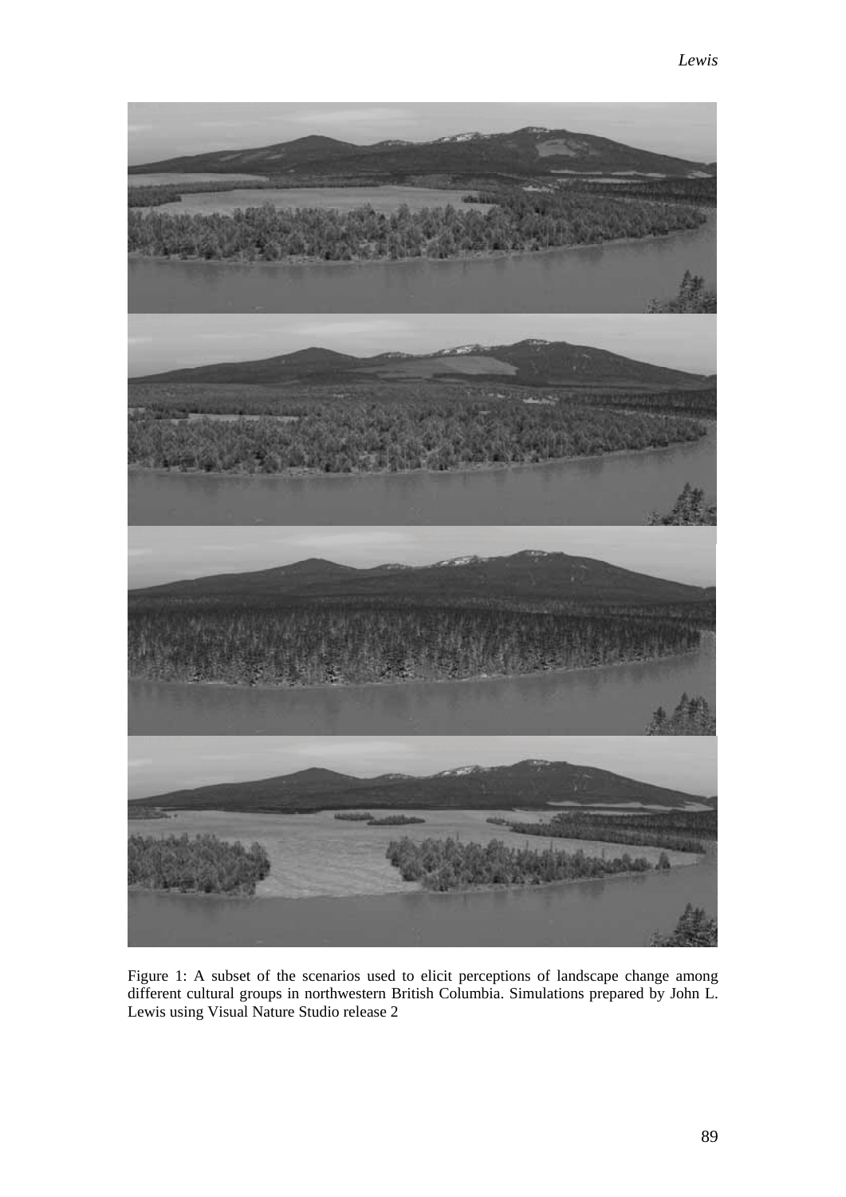Figure 1: A subset of the scenarios used to elicit perceptions of landscape change among different cultural groups in northwestern British Columbia. Simulations prepared by John L. Lewis using Visual Nature Studio release 2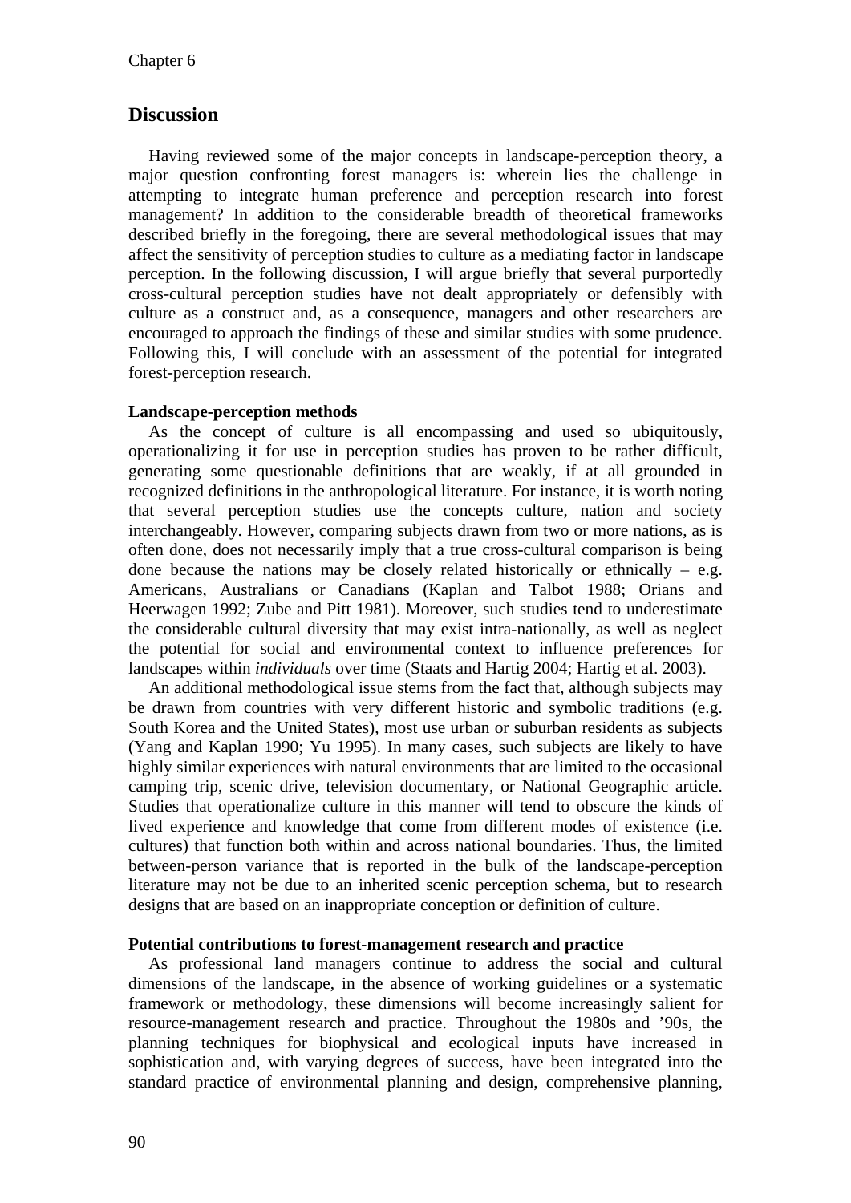## Discussion

Having reviewed some of the major concepts in landscape-perception theory, a major question confronting forest managers is: wherein lies the challenge in attempting to integrate human preference and perception research into forest management? In addition to the considerable breadth of theoretical frameworks described briefly in the foregoing, there are several methodological issues that may affect the sensitivity of perception studies to culture as a mediating factor in landscape perception. In the following discussion, I will argue briefly that several purportedly cross-cultural perception studies have not dealt appropriately or defensibly with culture as a construct and, as a consequence, managers and other researchers are encouraged to approach the findings of these and similar studies with some prudence. Following this, I will conclude with an assessment of the potential for integrated forest-perception research.

**Landscape-perception methods**

As the concept of culture is all encompassing and used so ubiquitously, operationalizing it for use in perception studies has proven to be rather difficult, generating some questionable definitions that are weakly, if at all grounded in recognized definitions in the anthropological literature. For instance, it is worth noting that several perception studies use the concepts culture, nation and society interchangeably. However, comparing subjects drawn from two or more nations, as is often done, does not necessarily imply that a true cross-cultural comparison is being done because the nations may be closely related historically or ethnically – e.g. Americans, Australians or Canadians (Kaplan and Talbot 1988; Orians and Heerwagen 1992; Zube and Pitt 1981). Moreover, such studies tend to underestimate the considerable cultural diversity that may exist intra-nationally, as well as neglect the potential for social and environmental context to influence preferences for landscapes within *individuals* over time (Staats and Hartig 2004; Hartig et al. 2003).

An additional methodological issue stems from the fact that, although subjects may be drawn from countries with very different historic and symbolic traditions (e.g. South Korea and the United States), most use urban or suburban residents as subjects (Yang and Kaplan 1990; Yu 1995). In many cases, such subjects are likely to have highly similar experiences with natural environments that are limited to the occasional camping trip, scenic drive, television documentary, or National Geographic article. Studies that operationalize culture in this manner will tend to obscure the kinds of lived experience and knowledge that come from different modes of existence (i.e. cultures) that function both within and across national boundaries. Thus, the limited between-person variance that is reported in the bulk of the landscape-perception literature may not be due to an inherited scenic perception schema, but to research designs that are based on an inappropriate conception or definition of culture.

**Potential contributions to forest-management research and practice**

As professional land managers continue to address the social and cultural dimensions of the landscape, in the absence of working guidelines or a systematic framework or methodology, these dimensions will become increasingly salient for resource-management research and practice. Throughout the 1980s and '90s, the planning techniques for biophysical and ecological inputs have increased in sophistication and, with varying degrees of success, have been integrated into the standard practice of environmental planning and design, comprehensive planning,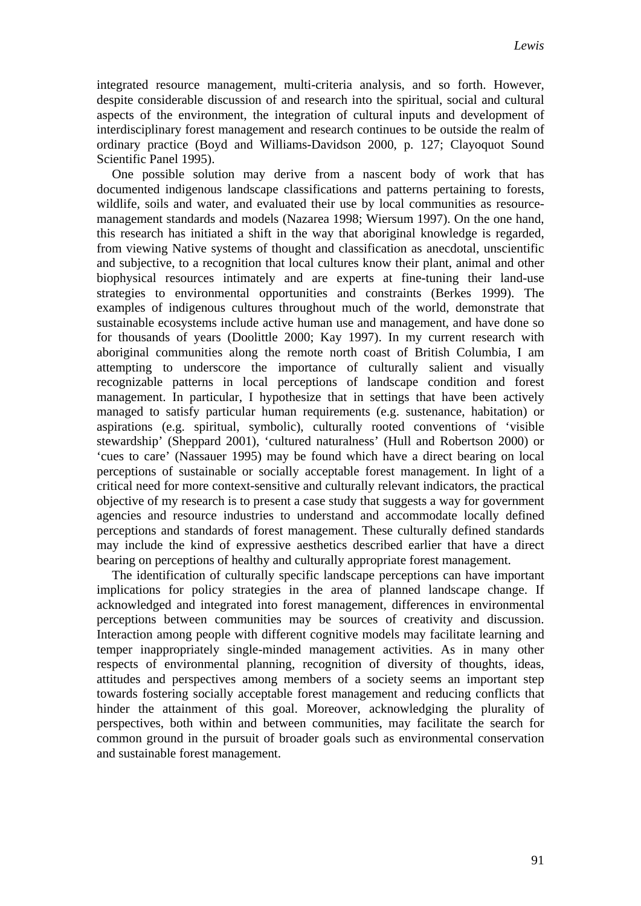integrated resource management, multi-criteria analysis, and so forth. However, despite considerable discussion of and research into the spiritual, social and cultural aspects of the environment, the integration of cultural inputs and development of interdisciplinary forest management and research continues to be outside the realm of ordinary practice (Boyd and Williams-Davidson 2000, p. 127; Clayoquot Sound Scientific Panel 1995).

One possible solution may derive from a nascent body of work that has documented indigenous landscape classifications and patterns pertaining to forests, wildlife, soils and water, and evaluated their use by local communities as resource-management standards and models (Nazarea 1998; Wiersum 1997). On the one hand, this research has initiated a shift in the way that aboriginal knowledge is regarded, from viewing Native systems of thought and classification as anecdotal, unscientific and subjective, to a recognition that local cultures know their plant, animal and other biophysical resources intimately and are experts at fine-tuning their land-use strategies to environmental opportunities and constraints (Berkes 1999). The examples of indigenous cultures throughout much of the world, demonstrate that sustainable ecosystems include active human use and management, and have done so for thousands of years (Doolittle 2000; Kay 1997). In my current research with aboriginal communities along the remote north coast of British Columbia, I am attempting to underscore the importance of culturally salient and visually recognizable patterns in local perceptions of landscape condition and forest management. In particular, I hypothesize that in settings that have been actively managed to satisfy particular human requirements (e.g. sustenance, habitation) or aspirations (e.g. spiritual, symbolic), culturally rooted conventions of 'visible stewardship' (Sheppard 2001), 'cultured naturalness' (Hull and Robertson 2000) or 'cues to care' (Nassauer 1995) may be found which have a direct bearing on local perceptions of sustainable or socially acceptable forest management. In light of a critical need for more context-sensitive and culturally relevant indicators, the practical objective of my research is to present a case study that suggests a way for government agencies and resource industries to understand and accommodate locally defined perceptions and standards of forest management. These culturally defined standards may include the kind of expressive aesthetics described earlier that have a direct bearing on perceptions of healthy and culturally appropriate forest management.

The identification of culturally specific landscape perceptions can have important implications for policy strategies in the area of planned landscape change. If acknowledged and integrated into forest management, differences in environmental perceptions between communities may be sources of creativity and discussion. Interaction among people with different cognitive models may facilitate learning and temper inappropriately single-minded management activities. As in many other respects of environmental planning, recognition of diversity of thoughts, ideas, attitudes and perspectives among members of a society seems an important step towards fostering socially acceptable forest management and reducing conflicts that hinder the attainment of this goal. Moreover, acknowledging the plurality of perspectives, both within and between communities, may facilitate the search for common ground in the pursuit of broader goals such as environmental conservation and sustainable forest management.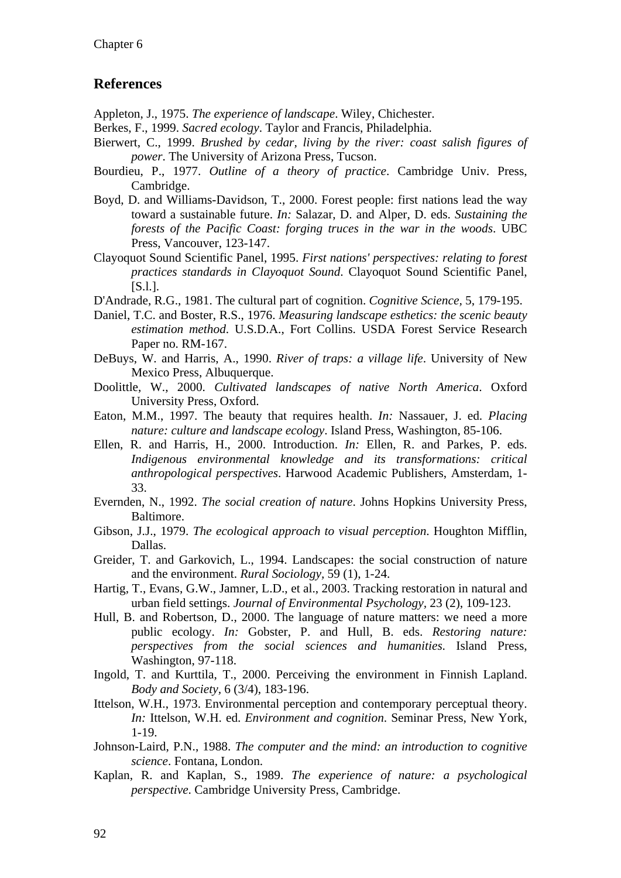## References

Appleton, J., 1975. *The experience of landscape*. Wiley, Chichester.

Berkes, F., 1999. *Sacred ecology*. Taylor and Francis, Philadelphia.

Bierwert, C., 1999. *Brushed by cedar, living by the river: coast salish figures of power*. The University of Arizona Press, Tucson.

Bourdieu, P., 1977. *Outline of a theory of practice*. Cambridge Univ. Press, Cambridge.

Boyd, D. and Williams-Davidson, T., 2000. Forest people: first nations lead the way toward a sustainable future. *In:* Salazar, D. and Alper, D. eds. *Sustaining the forests of the Pacific Coast: forging truces in the war in the woods*. UBC Press, Vancouver, 123-147.

Clayoquot Sound Scientific Panel, 1995. *First nations' perspectives: relating to forest practices standards in Clayoquot Sound*. Clayoquot Sound Scientific Panel, [S.l.].

D'Andrade, R.G., 1981. The cultural part of cognition. *Cognitive Science*, 5, 179-195.

Daniel, T.C. and Boster, R.S., 1976. *Measuring landscape esthetics: the scenic beauty estimation method*. U.S.D.A., Fort Collins. USDA Forest Service Research Paper no. RM-167.

DeBuys, W. and Harris, A., 1990. *River of traps: a village life*. University of New Mexico Press, Albuquerque.

Doolittle, W., 2000. *Cultivated landscapes of native North America*. Oxford University Press, Oxford.

Eaton, M.M., 1997. The beauty that requires health. *In:* Nassauer, J. ed. *Placing nature: culture and landscape ecology*. Island Press, Washington, 85-106.

Ellen, R. and Harris, H., 2000. Introduction. *In:* Ellen, R. and Parkes, P. eds. *Indigenous environmental knowledge and its transformations: critical anthropological perspectives*. Harwood Academic Publishers, Amsterdam, 1-33.

Evernden, N., 1992. *The social creation of nature*. Johns Hopkins University Press, Baltimore.

Gibson, J.J., 1979. *The ecological approach to visual perception*. Houghton Mifflin, Dallas.

Greider, T. and Garkovich, L., 1994. Landscapes: the social construction of nature and the environment. *Rural Sociology*, 59 (1), 1-24.

Hartig, T., Evans, G.W., Jamner, L.D., et al., 2003. Tracking restoration in natural and urban field settings. *Journal of Environmental Psychology*, 23 (2), 109-123.

Hull, B. and Robertson, D., 2000. The language of nature matters: we need a more public ecology. *In:* Gobster, P. and Hull, B. eds. *Restoring nature: perspectives from the social sciences and humanities*. Island Press, Washington, 97-118.

Ingold, T. and Kurttila, T., 2000. Perceiving the environment in Finnish Lapland. *Body and Society*, 6 (3/4), 183-196.

Ittelson, W.H., 1973. Environmental perception and contemporary perceptual theory. *In:* Ittelson, W.H. ed. *Environment and cognition*. Seminar Press, New York, 1-19.

Johnson-Laird, P.N., 1988. *The computer and the mind: an introduction to cognitive science*. Fontana, London.

Kaplan, R. and Kaplan, S., 1989. *The experience of nature: a psychological perspective*. Cambridge University Press, Cambridge.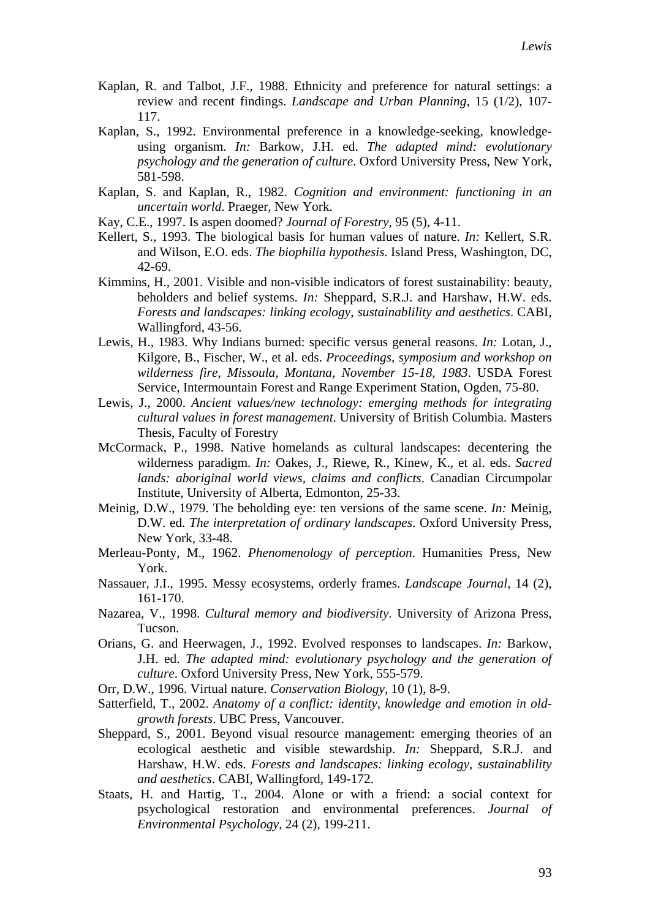Kaplan, R. and Talbot, J.F., 1988. Ethnicity and preference for natural settings: a review and recent findings. *Landscape and Urban Planning,* 15 (1/2), 107-117.

Kaplan, S., 1992. Environmental preference in a knowledge-seeking, knowledge-using organism. *In:* Barkow, J.H. ed. *The adapted mind: evolutionary psychology and the generation of culture*. Oxford University Press, New York, 581-598.

Kaplan, S. and Kaplan, R., 1982. *Cognition and environment: functioning in an uncertain world*. Praeger, New York.

Kay, C.E., 1997. Is aspen doomed? *Journal of Forestry,* 95 (5), 4-11.

Kellert, S., 1993. The biological basis for human values of nature. *In:* Kellert, S.R. and Wilson, E.O. eds. *The biophilia hypothesis*. Island Press, Washington, DC, 42-69.

Kimmins, H., 2001. Visible and non-visible indicators of forest sustainability: beauty, beholders and belief systems. *In:* Sheppard, S.R.J. and Harshaw, H.W. eds. *Forests and landscapes: linking ecology, sustainablility and aesthetics*. CABI, Wallingford, 43-56.

Lewis, H., 1983. Why Indians burned: specific versus general reasons. *In:* Lotan, J., Kilgore, B., Fischer, W., et al. eds. *Proceedings, symposium and workshop on wilderness fire, Missoula, Montana, November 15-18, 1983*. USDA Forest Service, Intermountain Forest and Range Experiment Station, Ogden, 75-80.

Lewis, J., 2000. *Ancient values/new technology: emerging methods for integrating cultural values in forest management*. University of British Columbia. Masters Thesis, Faculty of Forestry

McCormack, P., 1998. Native homelands as cultural landscapes: decentering the wilderness paradigm. *In:* Oakes, J., Riewe, R., Kinew, K., et al. eds. *Sacred lands: aboriginal world views, claims and conflicts*. Canadian Circumpolar Institute, University of Alberta, Edmonton, 25-33.

Meinig, D.W., 1979. The beholding eye: ten versions of the same scene. *In:* Meinig, D.W. ed. *The interpretation of ordinary landscapes*. Oxford University Press, New York, 33-48.

Merleau-Ponty, M., 1962. *Phenomenology of perception*. Humanities Press, New York.

Nassauer, J.I., 1995. Messy ecosystems, orderly frames. *Landscape Journal,* 14 (2), 161-170.

Nazarea, V., 1998. *Cultural memory and biodiversity*. University of Arizona Press, Tucson.

Orians, G. and Heerwagen, J., 1992. Evolved responses to landscapes. *In:* Barkow, J.H. ed. *The adapted mind: evolutionary psychology and the generation of culture*. Oxford University Press, New York, 555-579.

Orr, D.W., 1996. Virtual nature. *Conservation Biology,* 10 (1), 8-9.

Satterfield, T., 2002. *Anatomy of a conflict: identity, knowledge and emotion in old-growth forests*. UBC Press, Vancouver.

Sheppard, S., 2001. Beyond visual resource management: emerging theories of an ecological aesthetic and visible stewardship. *In:* Sheppard, S.R.J. and Harshaw, H.W. eds. *Forests and landscapes: linking ecology, sustainablility and aesthetics*. CABI, Wallingford, 149-172.

Staats, H. and Hartig, T., 2004. Alone or with a friend: a social context for psychological restoration and environmental preferences. *Journal of Environmental Psychology,* 24 (2), 199-211.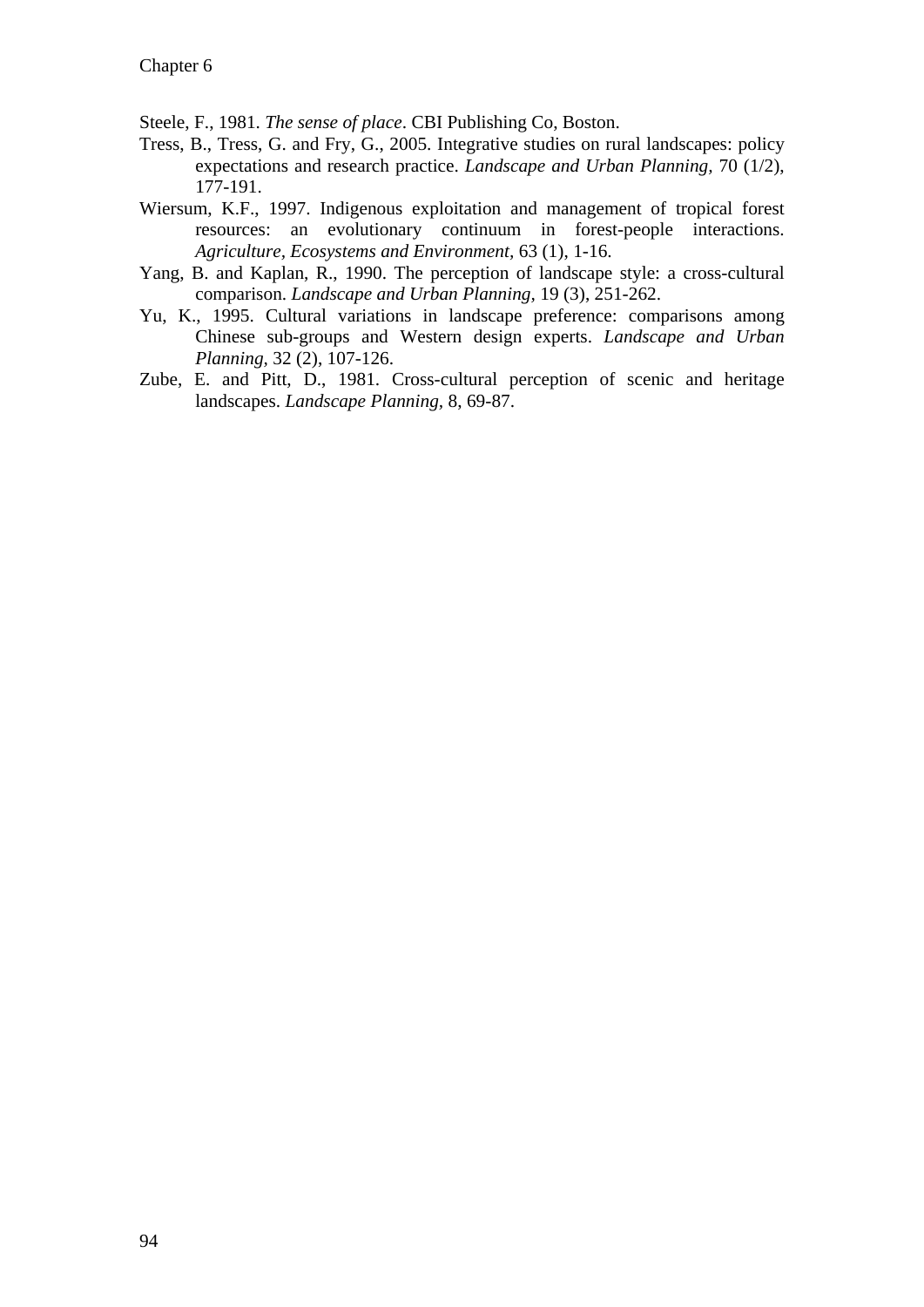Steele, F., 1981. *The sense of place*. CBI Publishing Co, Boston.

Tress, B., Tress, G. and Fry, G., 2005. Integrative studies on rural landscapes: policy expectations and research practice. *Landscape and Urban Planning,* 70 (1/2), 177-191.

Wiersum, K.F., 1997. Indigenous exploitation and management of tropical forest resources: an evolutionary continuum in forest-people interactions. *Agriculture, Ecosystems and Environment,* 63 (1), 1-16.

Yang, B. and Kaplan, R., 1990. The perception of landscape style: a cross-cultural comparison. *Landscape and Urban Planning,* 19 (3), 251-262.

Yu, K., 1995. Cultural variations in landscape preference: comparisons among Chinese sub-groups and Western design experts. *Landscape and Urban Planning,* 32 (2), 107-126.

Zube, E. and Pitt, D., 1981. Cross-cultural perception of scenic and heritage landscapes. *Landscape Planning,* 8, 69-87.